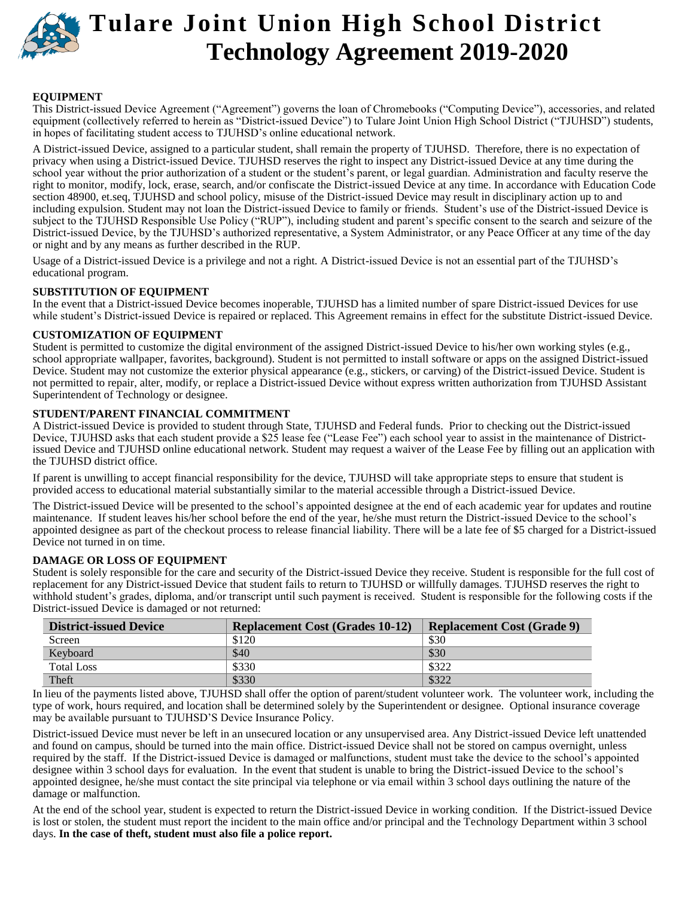# Tulare Joint Union High School District
# Technology Agreement 2019-2020

**EQUIPMENT**

This District-issued Device Agreement ("Agreement") governs the loan of Chromebooks ("Computing Device"), accessories, and related equipment (collectively referred to herein as "District-issued Device") to Tulare Joint Union High School District ("TJUHSD") students, in hopes of facilitating student access to TJUHSD's online educational network.

A District-issued Device, assigned to a particular student, shall remain the property of TJUHSD. Therefore, there is no expectation of privacy when using a District-issued Device. TJUHSD reserves the right to inspect any District-issued Device at any time during the school year without the prior authorization of a student or the student's parent, or legal guardian. Administration and faculty reserve the right to monitor, modify, lock, erase, search, and/or confiscate the District-issued Device at any time. In accordance with Education Code section 48900, et.seq, TJUHSD and school policy, misuse of the District-issued Device may result in disciplinary action up to and including expulsion. Student may not loan the District-issued Device to family or friends. Student's use of the District-issued Device is subject to the TJUHSD Responsible Use Policy ("RUP"), including student and parent's specific consent to the search and seizure of the District-issued Device, by the TJUHSD's authorized representative, a System Administrator, or any Peace Officer at any time of the day or night and by any means as further described in the RUP.

Usage of a District-issued Device is a privilege and not a right. A District-issued Device is not an essential part of the TJUHSD's educational program.

**SUBSTITUTION OF EQUIPMENT**

In the event that a District-issued Device becomes inoperable, TJUHSD has a limited number of spare District-issued Devices for use while student's District-issued Device is repaired or replaced. This Agreement remains in effect for the substitute District-issued Device.

**CUSTOMIZATION OF EQUIPMENT**

Student is permitted to customize the digital environment of the assigned District-issued Device to his/her own working styles (e.g., school appropriate wallpaper, favorites, background). Student is not permitted to install software or apps on the assigned District-issued Device. Student may not customize the exterior physical appearance (e.g., stickers, or carving) of the District-issued Device. Student is not permitted to repair, alter, modify, or replace a District-issued Device without express written authorization from TJUHSD Assistant Superintendent of Technology or designee.

**STUDENT/PARENT FINANCIAL COMMITMENT**

A District-issued Device is provided to student through State, TJUHSD and Federal funds. Prior to checking out the District-issued Device, TJUHSD asks that each student provide a $25 lease fee ("Lease Fee") each school year to assist in the maintenance of District-issued Device and TJUHSD online educational network. Student may request a waiver of the Lease Fee by filling out an application with the TJUHSD district office.

If parent is unwilling to accept financial responsibility for the device, TJUHSD will take appropriate steps to ensure that student is provided access to educational material substantially similar to the material accessible through a District-issued Device.

The District-issued Device will be presented to the school's appointed designee at the end of each academic year for updates and routine maintenance. If student leaves his/her school before the end of the year, he/she must return the District-issued Device to the school's appointed designee as part of the checkout process to release financial liability. There will be a late fee of $5 charged for a District-issued Device not turned in on time.

**DAMAGE OR LOSS OF EQUIPMENT**

Student is solely responsible for the care and security of the District-issued Device they receive. Student is responsible for the full cost of replacement for any District-issued Device that student fails to return to TJUHSD or willfully damages. TJUHSD reserves the right to withhold student's grades, diploma, and/or transcript until such payment is received. Student is responsible for the following costs if the District-issued Device is damaged or not returned:

| District-issued Device | Replacement Cost (Grades 10-12) | Replacement Cost (Grade 9) |
|---|---|---|
| Screen | $120 | $30 |
| Keyboard | $40 | $30 |
| Total Loss | $330 | $322 |
| Theft | $330 | $322 |

In lieu of the payments listed above, TJUHSD shall offer the option of parent/student volunteer work. The volunteer work, including the type of work, hours required, and location shall be determined solely by the Superintendent or designee. Optional insurance coverage may be available pursuant to TJUHSD'S Device Insurance Policy.

District-issued Device must never be left in an unsecured location or any unsupervised area. Any District-issued Device left unattended and found on campus, should be turned into the main office. District-issued Device shall not be stored on campus overnight, unless required by the staff. If the District-issued Device is damaged or malfunctions, student must take the device to the school's appointed designee within 3 school days for evaluation. In the event that student is unable to bring the District-issued Device to the school's appointed designee, he/she must contact the site principal via telephone or via email within 3 school days outlining the nature of the damage or malfunction.

At the end of the school year, student is expected to return the District-issued Device in working condition. If the District-issued Device is lost or stolen, the student must report the incident to the main office and/or principal and the Technology Department within 3 school days. **In the case of theft, student must also file a police report.**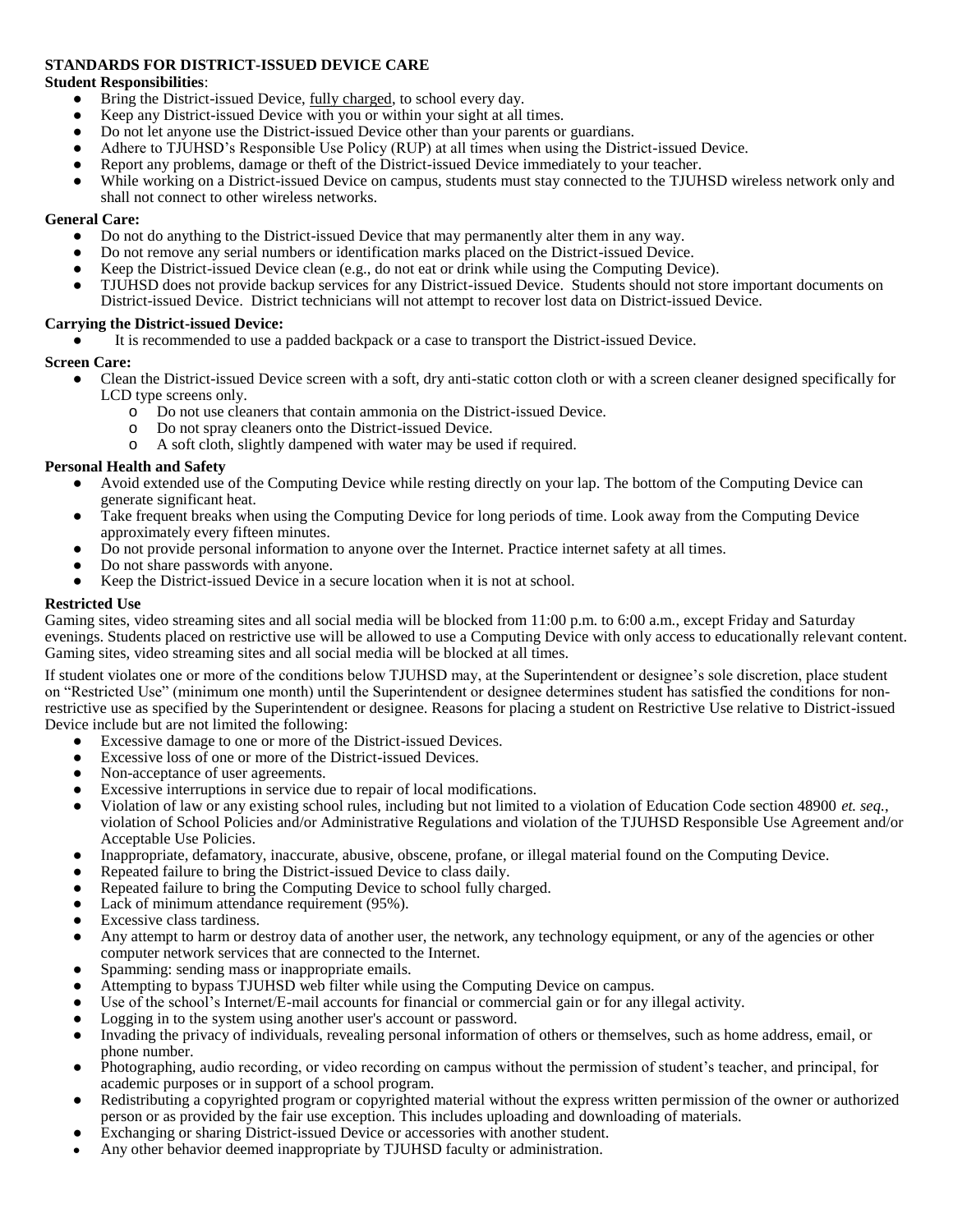**STANDARDS FOR DISTRICT-ISSUED DEVICE CARE**

**Student Responsibilities**:

- Bring the District-issued Device, fully charged, to school every day.
- Keep any District-issued Device with you or within your sight at all times.
- Do not let anyone use the District-issued Device other than your parents or guardians.
- Adhere to TJUHSD's Responsible Use Policy (RUP) at all times when using the District-issued Device.
- Report any problems, damage or theft of the District-issued Device immediately to your teacher.
- While working on a District-issued Device on campus, students must stay connected to the TJUHSD wireless network only and shall not connect to other wireless networks.

**General Care:**

- Do not do anything to the District-issued Device that may permanently alter them in any way.
- Do not remove any serial numbers or identification marks placed on the District-issued Device.
- Keep the District-issued Device clean (e.g., do not eat or drink while using the Computing Device).
- TJUHSD does not provide backup services for any District-issued Device. Students should not store important documents on District-issued Device. District technicians will not attempt to recover lost data on District-issued Device.

**Carrying the District-issued Device:**

- It is recommended to use a padded backpack or a case to transport the District-issued Device.

**Screen Care:**

- Clean the District-issued Device screen with a soft, dry anti-static cotton cloth or with a screen cleaner designed specifically for LCD type screens only.
  - Do not use cleaners that contain ammonia on the District-issued Device.
  - Do not spray cleaners onto the District-issued Device.
  - A soft cloth, slightly dampened with water may be used if required.

**Personal Health and Safety**

- Avoid extended use of the Computing Device while resting directly on your lap. The bottom of the Computing Device can generate significant heat.
- Take frequent breaks when using the Computing Device for long periods of time. Look away from the Computing Device approximately every fifteen minutes.
- Do not provide personal information to anyone over the Internet. Practice internet safety at all times.
- Do not share passwords with anyone.
- Keep the District-issued Device in a secure location when it is not at school.

**Restricted Use**

Gaming sites, video streaming sites and all social media will be blocked from 11:00 p.m. to 6:00 a.m., except Friday and Saturday evenings. Students placed on restrictive use will be allowed to use a Computing Device with only access to educationally relevant content. Gaming sites, video streaming sites and all social media will be blocked at all times.

If student violates one or more of the conditions below TJUHSD may, at the Superintendent or designee's sole discretion, place student on "Restricted Use" (minimum one month) until the Superintendent or designee determines student has satisfied the conditions for non-restrictive use as specified by the Superintendent or designee. Reasons for placing a student on Restrictive Use relative to District-issued Device include but are not limited the following:

- Excessive damage to one or more of the District-issued Devices.
- Excessive loss of one or more of the District-issued Devices.
- Non-acceptance of user agreements.
- Excessive interruptions in service due to repair of local modifications.
- Violation of law or any existing school rules, including but not limited to a violation of Education Code section 48900 *et. seq.*, violation of School Policies and/or Administrative Regulations and violation of the TJUHSD Responsible Use Agreement and/or Acceptable Use Policies.
- Inappropriate, defamatory, inaccurate, abusive, obscene, profane, or illegal material found on the Computing Device.
- Repeated failure to bring the District-issued Device to class daily.
- Repeated failure to bring the Computing Device to school fully charged.
- Lack of minimum attendance requirement (95%).
- Excessive class tardiness.
- Any attempt to harm or destroy data of another user, the network, any technology equipment, or any of the agencies or other computer network services that are connected to the Internet.
- Spamming: sending mass or inappropriate emails.
- Attempting to bypass TJUHSD web filter while using the Computing Device on campus.
- Use of the school's Internet/E-mail accounts for financial or commercial gain or for any illegal activity.
- Logging in to the system using another user's account or password.
- Invading the privacy of individuals, revealing personal information of others or themselves, such as home address, email, or phone number.
- Photographing, audio recording, or video recording on campus without the permission of student's teacher, and principal, for academic purposes or in support of a school program.
- Redistributing a copyrighted program or copyrighted material without the express written permission of the owner or authorized person or as provided by the fair use exception. This includes uploading and downloading of materials.
- Exchanging or sharing District-issued Device or accessories with another student.
- Any other behavior deemed inappropriate by TJUHSD faculty or administration.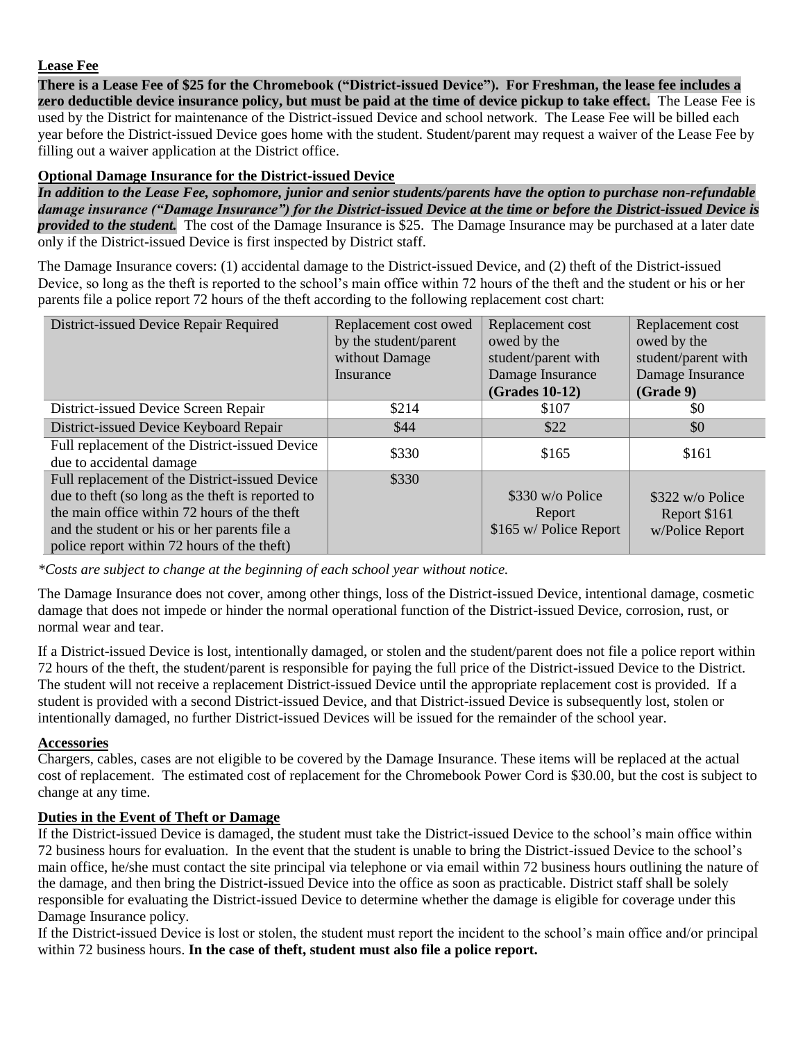**Lease Fee**

**There is a Lease Fee of $25 for the Chromebook ("District-issued Device"). For Freshman, the lease fee includes a zero deductible device insurance policy, but must be paid at the time of device pickup to take effect.** The Lease Fee is used by the District for maintenance of the District-issued Device and school network. The Lease Fee will be billed each year before the District-issued Device goes home with the student. Student/parent may request a waiver of the Lease Fee by filling out a waiver application at the District office.

**Optional Damage Insurance for the District-issued Device**

***In addition to the Lease Fee, sophomore, junior and senior students/parents have the option to purchase non-refundable damage insurance ("Damage Insurance") for the District-issued Device at the time or before the District-issued Device is provided to the student.*** The cost of the Damage Insurance is $25. The Damage Insurance may be purchased at a later date only if the District-issued Device is first inspected by District staff.

The Damage Insurance covers: (1) accidental damage to the District-issued Device, and (2) theft of the District-issued Device, so long as the theft is reported to the school's main office within 72 hours of the theft and the student or his or her parents file a police report 72 hours of the theft according to the following replacement cost chart:

| District-issued Device Repair Required | Replacement cost owed by the student/parent without Damage Insurance | Replacement cost owed by the student/parent with Damage Insurance **(Grades 10-12)** | Replacement cost owed by the student/parent with Damage Insurance **(Grade 9)** |
|---|---|---|---|
| District-issued Device Screen Repair | $214 | $107 | $0 |
| District-issued Device Keyboard Repair | $44 | $22 | $0 |
| Full replacement of the District-issued Device due to accidental damage | $330 | $165 | $161 |
| Full replacement of the District-issued Device due to theft (so long as the theft is reported to the main office within 72 hours of the theft and the student or his or her parents file a police report within 72 hours of the theft) | $330 | $330 w/o Police Report $165 w/ Police Report | $322 w/o Police Report $161 w/Police Report |

*\*Costs are subject to change at the beginning of each school year without notice.*

The Damage Insurance does not cover, among other things, loss of the District-issued Device, intentional damage, cosmetic damage that does not impede or hinder the normal operational function of the District-issued Device, corrosion, rust, or normal wear and tear.

If a District-issued Device is lost, intentionally damaged, or stolen and the student/parent does not file a police report within 72 hours of the theft, the student/parent is responsible for paying the full price of the District-issued Device to the District. The student will not receive a replacement District-issued Device until the appropriate replacement cost is provided. If a student is provided with a second District-issued Device, and that District-issued Device is subsequently lost, stolen or intentionally damaged, no further District-issued Devices will be issued for the remainder of the school year.

**Accessories**

Chargers, cables, cases are not eligible to be covered by the Damage Insurance. These items will be replaced at the actual cost of replacement. The estimated cost of replacement for the Chromebook Power Cord is $30.00, but the cost is subject to change at any time.

**Duties in the Event of Theft or Damage**

If the District-issued Device is damaged, the student must take the District-issued Device to the school's main office within 72 business hours for evaluation. In the event that the student is unable to bring the District-issued Device to the school's main office, he/she must contact the site principal via telephone or via email within 72 business hours outlining the nature of the damage, and then bring the District-issued Device into the office as soon as practicable. District staff shall be solely responsible for evaluating the District-issued Device to determine whether the damage is eligible for coverage under this Damage Insurance policy.

If the District-issued Device is lost or stolen, the student must report the incident to the school's main office and/or principal within 72 business hours. **In the case of theft, student must also file a police report.**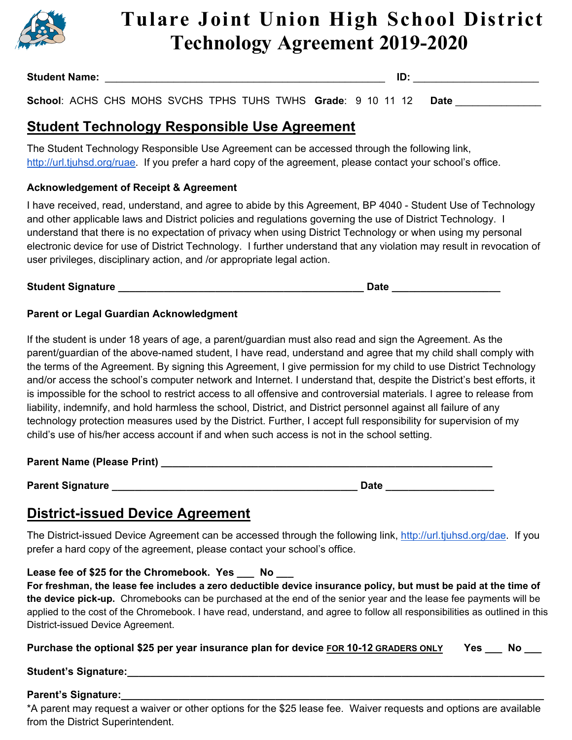# Tulare Joint Union High School District Technology Agreement 2019-2020

**Student Name:** ______________________________________________ **ID:** ____________________

**School**: ACHS CHS MOHS SVCHS TPHS TUHS TWHS **Grade**: 9 10 11 12 **Date** ______________

## Student Technology Responsible Use Agreement

The Student Technology Responsible Use Agreement can be accessed through the following link, http://url.tjuhsd.org/ruae. If you prefer a hard copy of the agreement, please contact your school's office.

### Acknowledgement of Receipt & Agreement

I have received, read, understand, and agree to abide by this Agreement, BP 4040 - Student Use of Technology and other applicable laws and District policies and regulations governing the use of District Technology. I understand that there is no expectation of privacy when using District Technology or when using my personal electronic device for use of District Technology. I further understand that any violation may result in revocation of user privileges, disciplinary action, and /or appropriate legal action.

**Student Signature** ________________________________________ **Date** _________________

### Parent or Legal Guardian Acknowledgment

If the student is under 18 years of age, a parent/guardian must also read and sign the Agreement. As the parent/guardian of the above-named student, I have read, understand and agree that my child shall comply with the terms of the Agreement. By signing this Agreement, I give permission for my child to use District Technology and/or access the school's computer network and Internet. I understand that, despite the District's best efforts, it is impossible for the school to restrict access to all offensive and controversial materials. I agree to release from liability, indemnify, and hold harmless the school, District, and District personnel against all failure of any technology protection measures used by the District. Further, I accept full responsibility for supervision of my child's use of his/her access account if and when such access is not in the school setting.

**Parent Name (Please Print)** ______________________________________________________

**Parent Signature** ________________________________________ **Date** _________________

## District-issued Device Agreement

The District-issued Device Agreement can be accessed through the following link, http://url.tjuhsd.org/dae. If you prefer a hard copy of the agreement, please contact your school's office.

**Lease fee of $25 for the Chromebook. Yes ___ No ___**
**For freshman, the lease fee includes a zero deductible device insurance policy, but must be paid at the time of the device pick-up.** Chromebooks can be purchased at the end of the senior year and the lease fee payments will be applied to the cost of the Chromebook. I have read, understand, and agree to follow all responsibilities as outlined in this District-issued Device Agreement.

**Purchase the optional $25 per year insurance plan for device FOR 10-12 GRADERS ONLY Yes ___ No ___**

**Student's Signature:**______________________________________________________________

**Parent's Signature:**_______________________________________________________________

*A parent may request a waiver or other options for the $25 lease fee. Waiver requests and options are available from the District Superintendent.